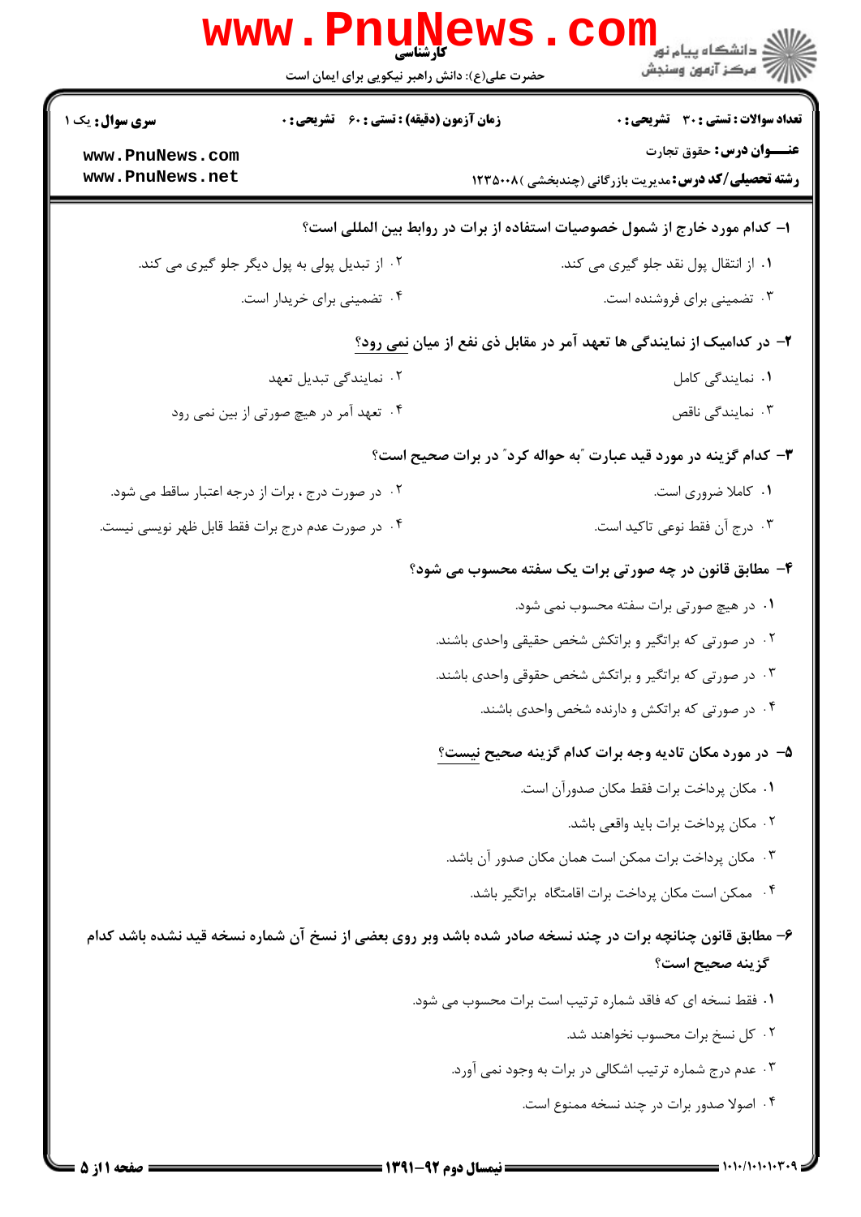**سری سوال:** یک ۱

**زمان آزمون (دقیقه) : تستی : ۶۰ تشریحی : ۰**

**تعداد سوالات : تستی : ۳۰ تشریحی : ۰**

**عنـــوان درس:** حقوق تجارت

**رشته تحصیلی/کد درس:** مدیریت بازرگانی (چندبخشی )۱۲۳۵۰۰۸

**۱- کدام مورد خارج از شمول خصوصیات استفاده از برات در روابط بین المللی است؟**

۱. از انتقال پول نقد جلو گیری می کند.

۲. از تبدیل پولی به پول دیگر جلو گیری می کند.

۳. تضمینی برای فروشنده است.

۴. تضمینی برای خریدار است.

**۲- در کدامیک از نمایندگی ها تعهد آمر در مقابل ذی نفع از میان نمی رود؟**

۱. نمایندگی کامل

۲. نمایندگی تبدیل تعهد

۳. نمایندگی ناقص

۴. تعهد آمر در هیچ صورتی از بین نمی رود

**۳- کدام گزینه در مورد قید عبارت "به حواله کرد" در برات صحیح است؟**

۱. کاملا ضروری است.

۲. در صورت درج ، برات از درجه اعتبار ساقط می شود.

۳. درج آن فقط نوعی تاکید است.

۴. در صورت عدم درج برات فقط قابل ظهر نویسی نیست.

**۴- مطابق قانون در چه صورتی برات یک سفته محسوب می شود؟**

۱. در هیچ صورتی برات سفته محسوب نمی شود.

۲. در صورتی که براتگیر و براتکش شخص حقیقی واحدی باشند.

۳. در صورتی که براتگیر و براتکش شخص حقوقی واحدی باشند.

۴. در صورتی که براتکش و دارنده شخص واحدی باشند.

**۵- در مورد مکان تادیه وجه برات کدام گزینه صحیح نیست؟**

۱. مکان پرداخت برات فقط مکان صدورآن است.

۲. مکان پرداخت برات باید واقعی باشد.

۳. مکان پرداخت برات ممکن است همان مکان صدور آن باشد.

۴. ممکن است مکان پرداخت برات اقامتگاه براتگیر باشد.

**۶- مطابق قانون چنانچه برات در چند نسخه صادر شده باشد وبر روی بعضی از نسخ آن شماره نسخه قید نشده باشد کدام گزینه صحیح است؟**

۱. فقط نسخه ای که فاقد شماره ترتیب است برات محسوب می شود.

۲. کل نسخ برات محسوب نخواهند شد.

۳. عدم درج شماره ترتیب اشکالی در برات به وجود نمی آورد.

۴. اصولا صدور برات در چند نسخه ممنوع است.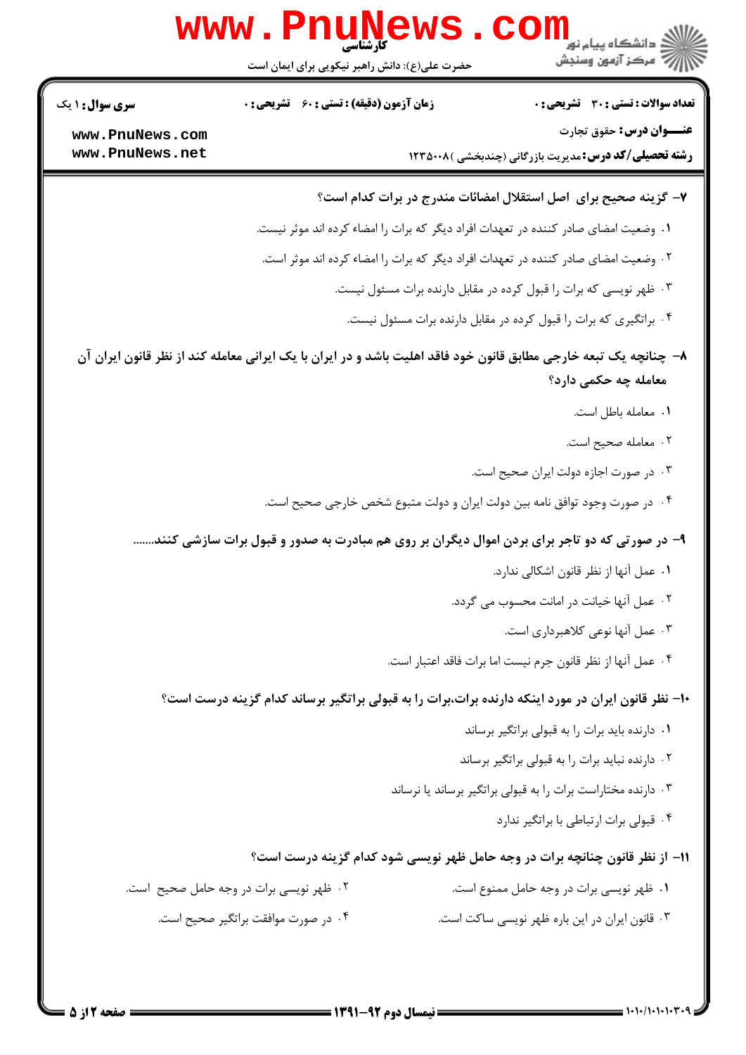**سری سوال:** ۱ یک | **زمان آزمون (دقیقه):** تستی : ۶۰ تشریحی : ۰ | **تعداد سوالات:** تستی : ۳۰ تشریحی : ۰

**عنـــوان درس:** حقوق تجارت

**رشته تحصیلی/کد درس:** مدیریت بازرگانی (چندبخشی )۱۲۳۵۰۰۸

۷- گزینه صحیح برای اصل استقلال امضائات مندرج در برات کدام است؟

۱. وضعیت امضای صادر کننده در تعهدات افراد دیگر که برات را امضاء کرده اند موثر نیست.

۲. وضعیت امضای صادر کننده در تعهدات افراد دیگر که برات را امضاء کرده اند موثر است.

۳. ظهر نویسی که برات را قبول کرده در مقابل دارنده برات مسئول نیست.

۴. براتگیری که برات را قبول کرده در مقابل دارنده برات مسئول نیست.

۸- چنانچه یک تبعه خارجی مطابق قانون خود فاقد اهلیت باشد و در ایران با یک ایرانی معامله کند از نظر قانون ایران آن معامله چه حکمی دارد؟

۱. معامله باطل است.

۲. معامله صحیح است.

۳. در صورت اجازه دولت ایران صحیح است.

۴. در صورت وجود توافق نامه بین دولت ایران و دولت متبوع شخص خارجی صحیح است.

۹- در صورتی که دو تاجر برای بردن اموال دیگران بر روی هم مبادرت به صدور و قبول برات سازشی کنند.......

۱. عمل آنها از نظر قانون اشکالی ندارد.

۲. عمل آنها خیانت در امانت محسوب می گردد.

۳. عمل آنها نوعی کلاهبرداری است.

۴. عمل آنها از نظر قانون جرم نیست اما برات فاقد اعتبار است.

۱۰- نظر قانون ایران در مورد اینکه دارنده برات،برات را به قبولی براتگیر برساند کدام گزینه درست است؟

۱. دارنده باید برات را به قبولی براتگیر برساند

۲. دارنده نباید برات را به قبولی براتگیر برساند

۳. دارنده مختاراست برات را به قبولی براتگیر برساند یا نرساند

۴. قبولی برات ارتباطی با براتگیر ندارد

۱۱- از نظر قانون چنانچه برات در وجه حامل ظهر نویسی شود کدام گزینه درست است؟

۱. ظهر نویسی برات در وجه حامل ممنوع است.

۲. ظهر نویسی برات در وجه حامل صحیح است.

۳. قانون ایران در این باره ظهر نویسی ساکت است.

۴. در صورت موافقت براتگیر صحیح است.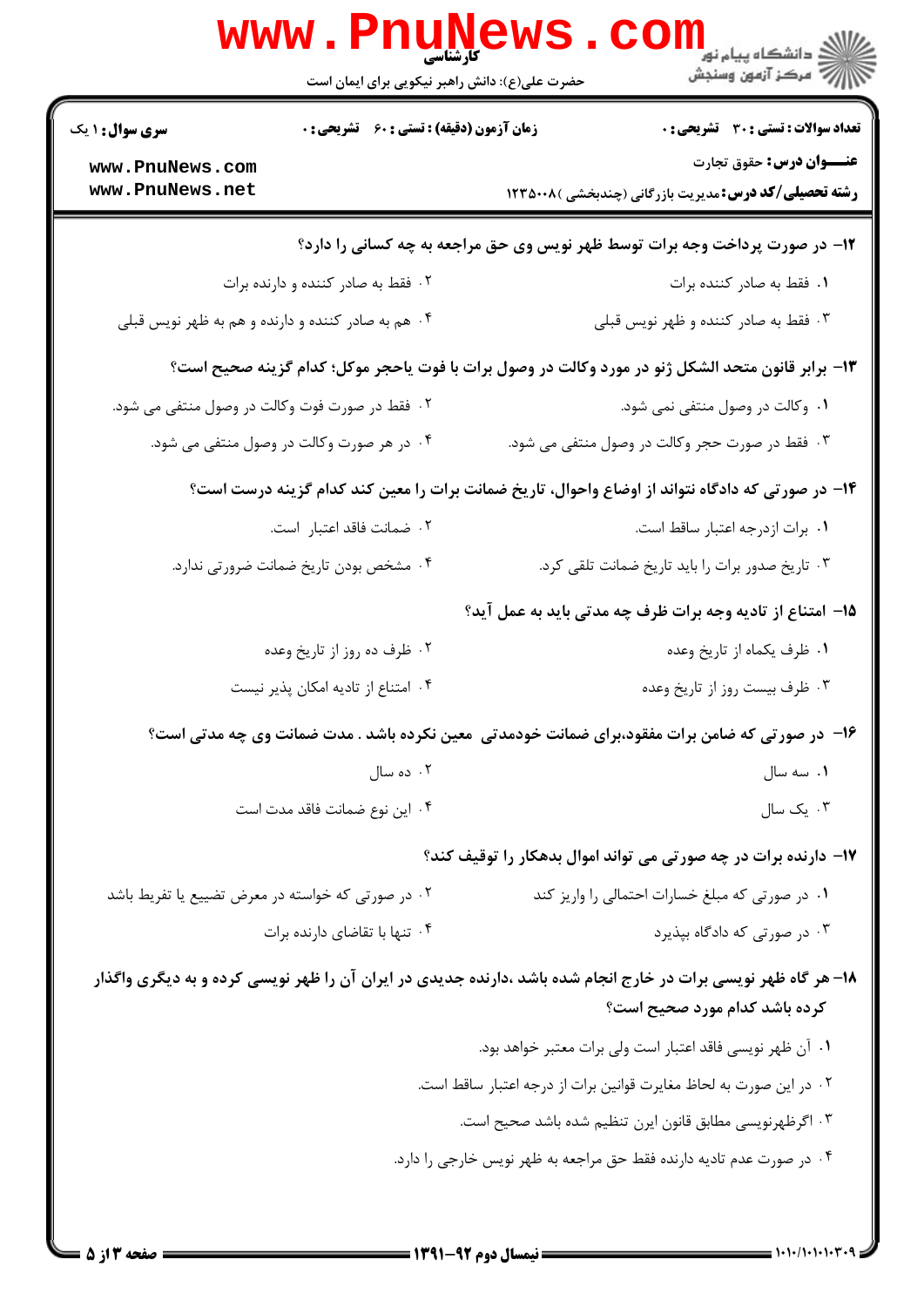**تعداد سوالات : تستی : ۳۰ تشریحی : ۰** | **زمان آزمون (دقیقه) : تستی : ۶۰ تشریحی : ۰** | **سری سوال : ۱ یک**

**عنـــوان درس:** حقوق تجارت

**رشته تحصیلی/کد درس:** مدیریت بازرگانی (چندبخشی )۱۲۳۵۰۰۸

**۱۲- در صورت پرداخت وجه برات توسط ظهر نویس وی حق مراجعه به چه کسانی را دارد؟**

۱. فقط به صادر کننده برات

۲. فقط به صادر کننده و دارنده برات

۳. فقط به صادر کننده و ظهر نویس قبلی

۴. هم به صادر کننده و دارنده و هم به ظهر نویس قبلی

**۱۳- برابر قانون متحد الشکل ژنو در مورد وکالت در وصول برات با فوت یاحجر موکل؛ کدام گزینه صحیح است؟**

۱. وکالت در وصول منتفی نمی شود.

۲. فقط در صورت فوت وکالت در وصول منتفی می شود.

۳. فقط در صورت حجر وکالت در وصول منتفی می شود.

۴. در هر صورت وکالت در وصول منتفی می شود.

**۱۴- در صورتی که دادگاه نتواند از اوضاع واحوال، تاریخ ضمانت برات را معین کند کدام گزینه درست است؟**

۱. برات ازدرجه اعتبار ساقط است.

۲. ضمانت فاقد اعتبار است.

۳. تاریخ صدور برات را باید تاریخ ضمانت تلقی کرد.

۴. مشخص بودن تاریخ ضمانت ضرورتی ندارد.

**۱۵- امتناع از تادیه وجه برات ظرف چه مدتی باید به عمل آید؟**

۱. ظرف یکماه از تاریخ وعده

۲. ظرف ده روز از تاریخ وعده

۳. ظرف بیست روز از تاریخ وعده

۴. امتناع از تادیه امکان پذیر نیست

**۱۶- در صورتی که ضامن برات مفقود،برای ضمانت خودمدتی معین نکرده باشد . مدت ضمانت وی چه مدتی است؟**

۱. سه سال

۲. ده سال

۳. یک سال

۴. این نوع ضمانت فاقد مدت است

**۱۷- دارنده برات در چه صورتی می تواند اموال بدهکار را توقیف کند؟**

۱. در صورتی که مبلغ خسارات احتمالی را واریز کند

۲. در صورتی که خواسته در معرض تضییع یا تفریط باشد

۳. در صورتی که دادگاه بپذیرد

۴. تنها با تقاضای دارنده برات

**۱۸- هر گاه ظهر نویسی برات در خارج انجام شده باشد ،دارنده جدیدی در ایران آن را ظهر نویسی کرده و به دیگری واگذار کرده باشد کدام مورد صحیح است؟**

۱. آن ظهر نویسی فاقد اعتبار است ولی برات معتبر خواهد بود.

۲. در این صورت به لحاظ مغایرت قوانین برات از درجه اعتبار ساقط است.

۳. اگرظهرنویسی مطابق قانون ایرن تنظیم شده باشد صحیح است.

۴. در صورت عدم تادیه دارنده فقط حق مراجعه به ظهر نویس خارجی را دارد.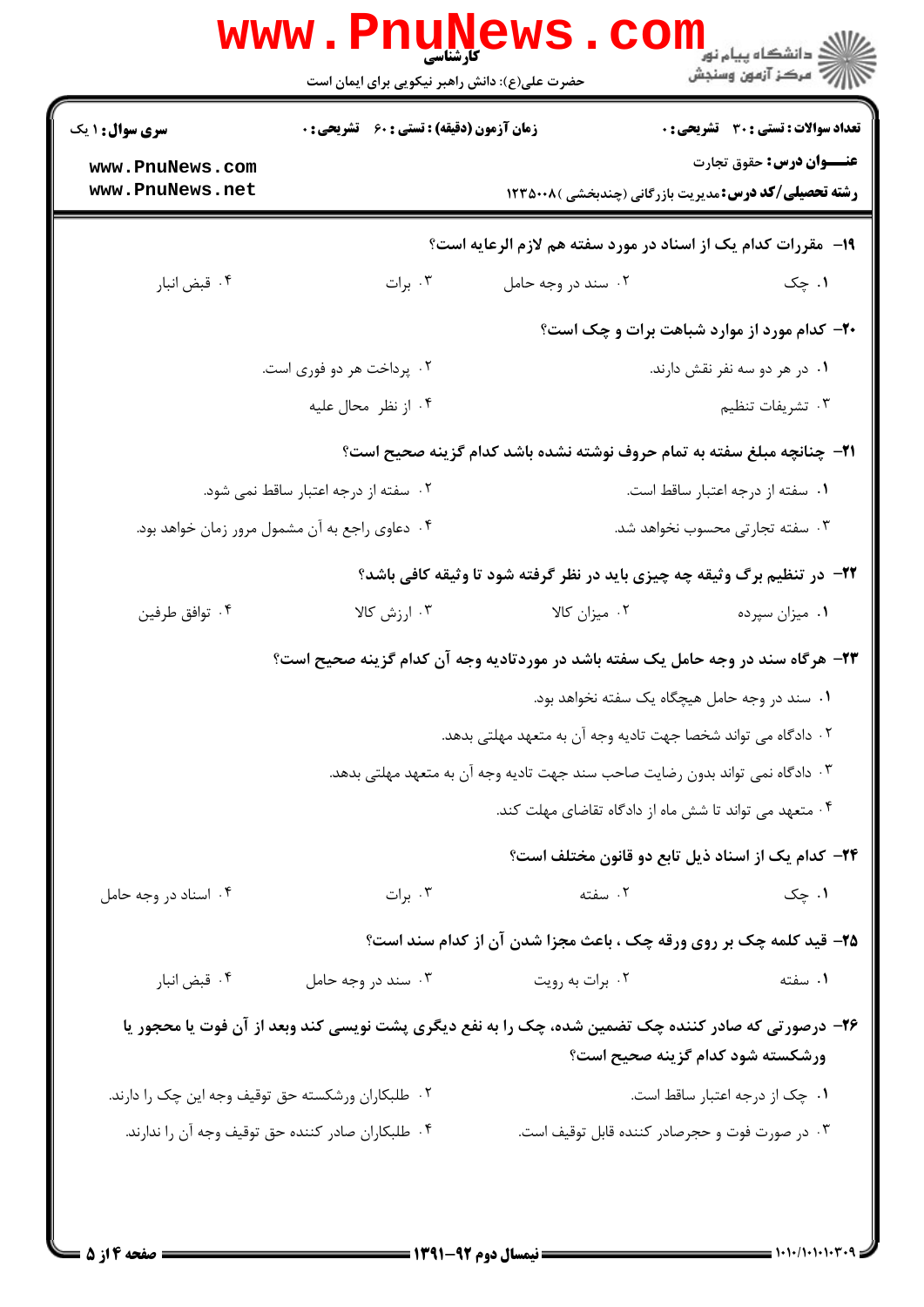**سری سوال:** ۱ یک | **زمان آزمون (دقیقه) : تستی :** ۶۰ **تشریحی :** ۰ | **تعداد سوالات : تستی :** ۳۰ **تشریحی :** ۰

**عنـــوان درس:** حقوق تجارت

**رشته تحصیلی/کد درس:** مدیریت بازرگانی (چندبخشی )۱۲۳۵۰۰۸

---

**۱۹- مقررات کدام یک از اسناد در مورد سفته هم لازم الرعایه است؟**

۱. چک
۲. سند در وجه حامل
۳. برات
۴. قبض انبار

**۲۰- کدام مورد از موارد شباهت برات و چک است؟**

۱. در هر دو سه نفر نقش دارند.
۲. پرداخت هر دو فوری است.
۳. تشریفات تنظیم
۴. از نظر محال علیه

**۲۱- چنانچه مبلغ سفته به تمام حروف نوشته نشده باشد کدام گزینه صحیح است؟**

۱. سفته از درجه اعتبار ساقط است.
۲. سفته از درجه اعتبار ساقط نمی شود.
۳. سفته تجارتی محسوب نخواهد شد.
۴. دعاوی راجع به آن مشمول مرور زمان خواهد بود.

**۲۲- در تنظیم برگ وثیقه چه چیزی باید در نظر گرفته شود تا وثیقه کافی باشد؟**

۱. میزان سپرده
۲. میزان کالا
۳. ارزش کالا
۴. توافق طرفین

**۲۳- هرگاه سند در وجه حامل یک سفته باشد در موردتادیه وجه آن کدام گزینه صحیح است؟**

۱. سند در وجه حامل هیچگاه یک سفته نخواهد بود.
۲. دادگاه می تواند شخصا جهت تادیه وجه آن به متعهد مهلتی بدهد.
۳. دادگاه نمی تواند بدون رضایت صاحب سند جهت تادیه وجه آن به متعهد مهلتی بدهد.
۴. متعهد می تواند تا شش ماه از دادگاه تقاضای مهلت کند.

**۲۴- کدام یک از اسناد ذیل تابع دو قانون مختلف است؟**

۱. چک
۲. سفته
۳. برات
۴. اسناد در وجه حامل

**۲۵- قید کلمه چک بر روی ورقه چک ، باعث مجزا شدن آن از کدام سند است؟**

۱. سفته
۲. برات به رویت
۳. سند در وجه حامل
۴. قبض انبار

**۲۶- درصورتی که صادر کننده چک تضمین شده، چک را به نفع دیگری پشت نویسی کند وبعد از آن فوت یا محجور یا ورشکسته شود کدام گزینه صحیح است؟**

۱. چک از درجه اعتبار ساقط است.
۲. طلبکاران ورشکسته حق توقیف وجه این چک را دارند.
۳. در صورت فوت و حجرصادر کننده قابل توقیف است.
۴. طلبکاران صادر کننده حق توقیف وجه آن را ندارند.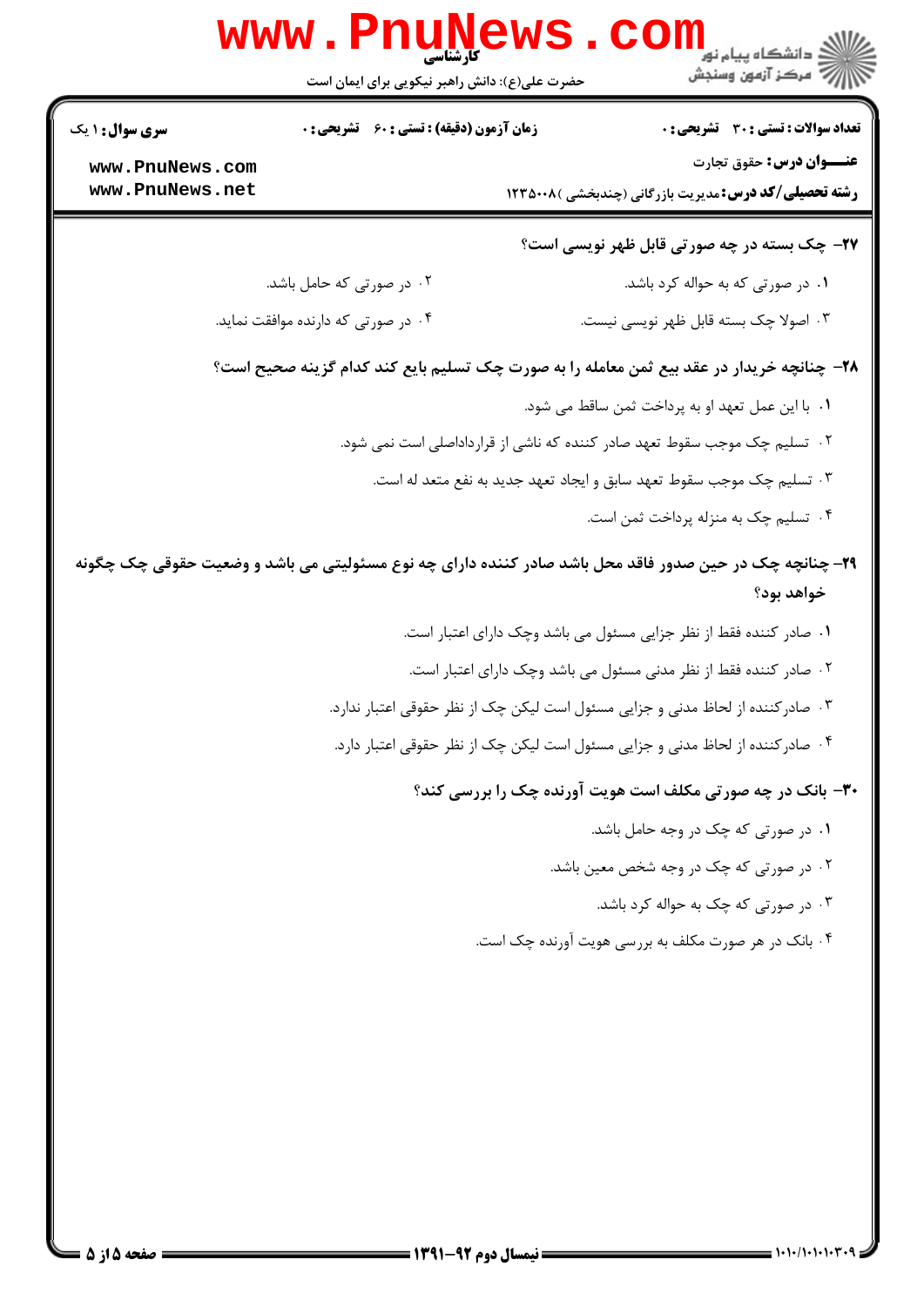**۲۷- چک بسته در چه صورتی قابل ظهر نویسی است؟**

۱. در صورتی که به حواله کرد باشد.

۲. در صورتی که حامل باشد.

۳. اصولا چک بسته قابل ظهر نویسی نیست.

۴. در صورتی که دارنده موافقت نماید.

**۲۸- چنانچه خریدار در عقد بیع ثمن معامله را به صورت چک تسلیم بایع کند کدام گزینه صحیح است؟**

۱. با این عمل تعهد او به پرداخت ثمن ساقط می شود.

۲. تسلیم چک موجب سقوط تعهد صادر کننده که ناشی از قرارداداصلی است نمی شود.

۳. تسلیم چک موجب سقوط تعهد سابق و ایجاد تعهد جدید به نفع متعد له است.

۴. تسلیم چک به منزله پرداخت ثمن است.

**۲۹- چنانچه چک در حین صدور فاقد محل باشد صادر کننده دارای چه نوع مسئولیتی می باشد و وضعیت حقوقی چک چگونه خواهد بود؟**

۱. صادر کننده فقط از نظر جزایی مسئول می باشد وچک دارای اعتبار است.

۲. صادر کننده فقط از نظر مدنی مسئول می باشد وچک دارای اعتبار است.

۳. صادرکننده از لحاظ مدنی و جزایی مسئول است لیکن چک از نظر حقوقی اعتبار ندارد.

۴. صادرکننده از لحاظ مدنی و جزایی مسئول است لیکن چک از نظر حقوقی اعتبار دارد.

**۳۰- بانک در چه صورتی مکلف است هویت آورنده چک را بررسی کند؟**

۱. در صورتی که چک در وجه حامل باشد.

۲. در صورتی که چک در وجه شخص معین باشد.

۳. در صورتی که چک به حواله کرد باشد.

۴. بانک در هر صورت مکلف به بررسی هویت آورنده چک است.